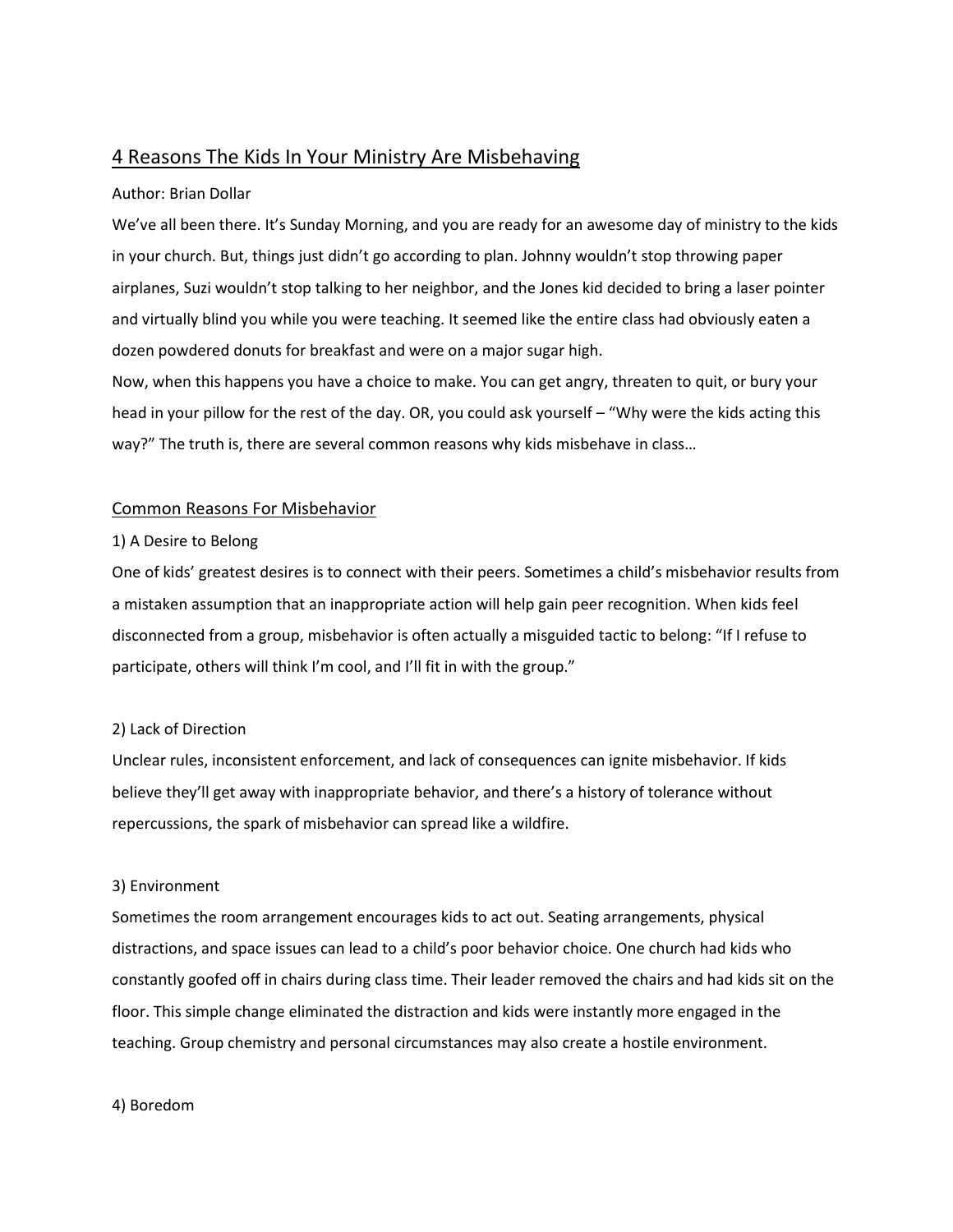# 4 Reasons The Kids In Your Ministry Are Misbehaving

Author: Brian Dollar

We've all been there. It's Sunday Morning, and you are ready for an awesome day of ministry to the kids in your church. But, things just didn't go according to plan. Johnny wouldn't stop throwing paper airplanes, Suzi wouldn't stop talking to her neighbor, and the Jones kid decided to bring a laser pointer and virtually blind you while you were teaching. It seemed like the entire class had obviously eaten a dozen powdered donuts for breakfast and were on a major sugar high.

Now, when this happens you have a choice to make. You can get angry, threaten to quit, or bury your head in your pillow for the rest of the day. OR, you could ask yourself – "Why were the kids acting this way?" The truth is, there are several common reasons why kids misbehave in class…

## Common Reasons For Misbehavior

1) A Desire to Belong

One of kids' greatest desires is to connect with their peers. Sometimes a child's misbehavior results from a mistaken assumption that an inappropriate action will help gain peer recognition. When kids feel disconnected from a group, misbehavior is often actually a misguided tactic to belong: "If I refuse to participate, others will think I'm cool, and I'll fit in with the group."

2) Lack of Direction

Unclear rules, inconsistent enforcement, and lack of consequences can ignite misbehavior. If kids believe they'll get away with inappropriate behavior, and there's a history of tolerance without repercussions, the spark of misbehavior can spread like a wildfire.

3) Environment

Sometimes the room arrangement encourages kids to act out. Seating arrangements, physical distractions, and space issues can lead to a child's poor behavior choice. One church had kids who constantly goofed off in chairs during class time. Their leader removed the chairs and had kids sit on the floor. This simple change eliminated the distraction and kids were instantly more engaged in the teaching. Group chemistry and personal circumstances may also create a hostile environment.

4) Boredom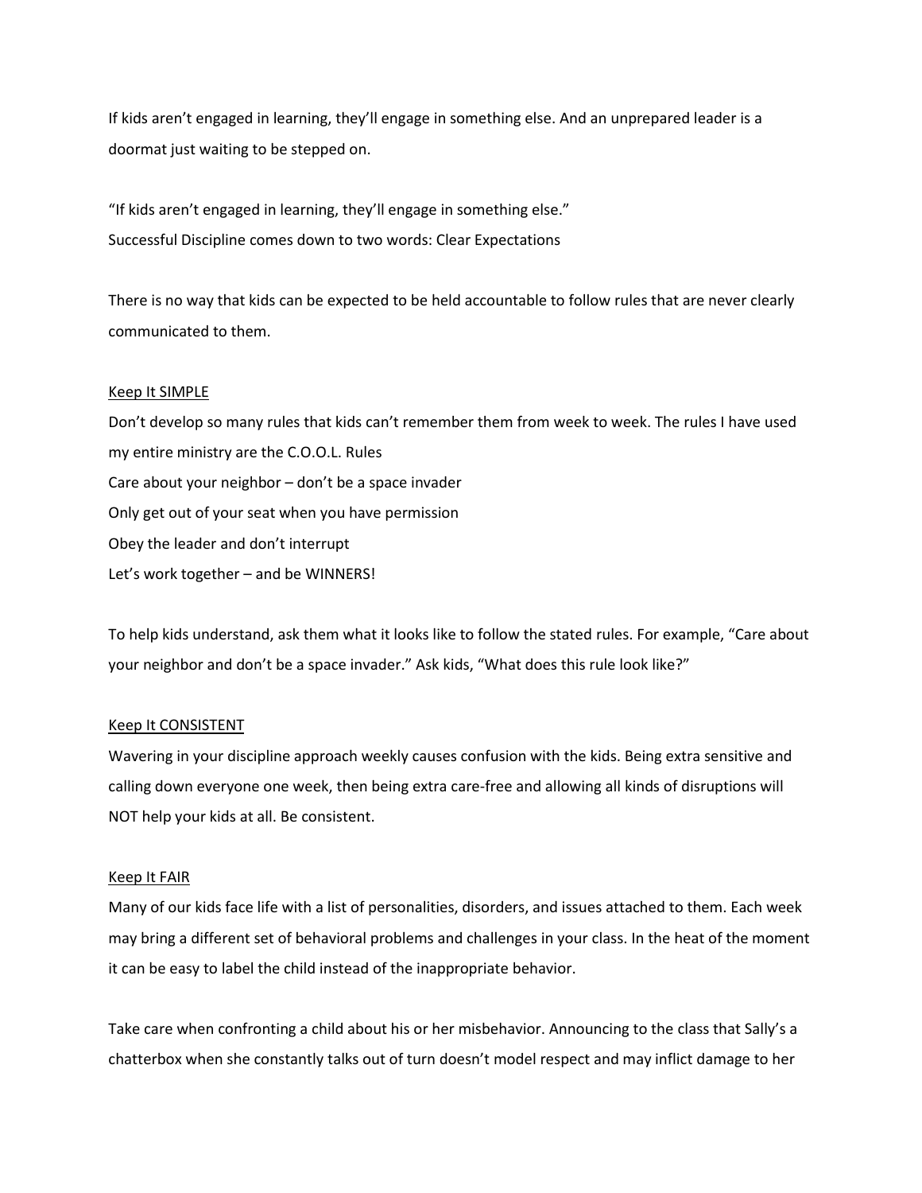If kids aren't engaged in learning, they'll engage in something else. And an unprepared leader is a doormat just waiting to be stepped on.

"If kids aren't engaged in learning, they'll engage in something else."
Successful Discipline comes down to two words: Clear Expectations

There is no way that kids can be expected to be held accountable to follow rules that are never clearly communicated to them.

<u>Keep It SIMPLE</u>

Don't develop so many rules that kids can't remember them from week to week. The rules I have used my entire ministry are the C.O.O.L. Rules

Care about your neighbor – don't be a space invader
Only get out of your seat when you have permission
Obey the leader and don't interrupt
Let's work together – and be WINNERS!

To help kids understand, ask them what it looks like to follow the stated rules. For example, "Care about your neighbor and don't be a space invader." Ask kids, "What does this rule look like?"

<u>Keep It CONSISTENT</u>

Wavering in your discipline approach weekly causes confusion with the kids. Being extra sensitive and calling down everyone one week, then being extra care-free and allowing all kinds of disruptions will NOT help your kids at all. Be consistent.

<u>Keep It FAIR</u>

Many of our kids face life with a list of personalities, disorders, and issues attached to them. Each week may bring a different set of behavioral problems and challenges in your class. In the heat of the moment it can be easy to label the child instead of the inappropriate behavior.

Take care when confronting a child about his or her misbehavior. Announcing to the class that Sally's a chatterbox when she constantly talks out of turn doesn't model respect and may inflict damage to her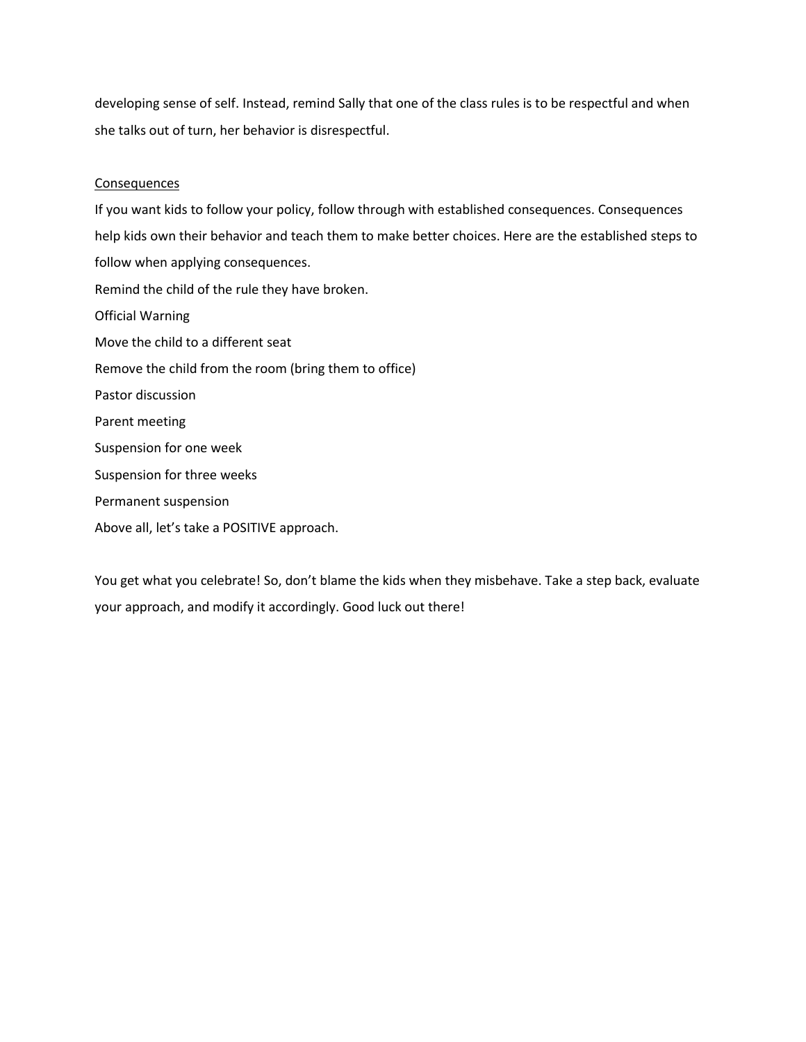developing sense of self. Instead, remind Sally that one of the class rules is to be respectful and when she talks out of turn, her behavior is disrespectful.

Consequences

If you want kids to follow your policy, follow through with established consequences. Consequences help kids own their behavior and teach them to make better choices. Here are the established steps to follow when applying consequences.

Remind the child of the rule they have broken.

Official Warning

Move the child to a different seat

Remove the child from the room (bring them to office)

Pastor discussion

Parent meeting

Suspension for one week

Suspension for three weeks

Permanent suspension

Above all, let's take a POSITIVE approach.

You get what you celebrate! So, don't blame the kids when they misbehave. Take a step back, evaluate your approach, and modify it accordingly. Good luck out there!